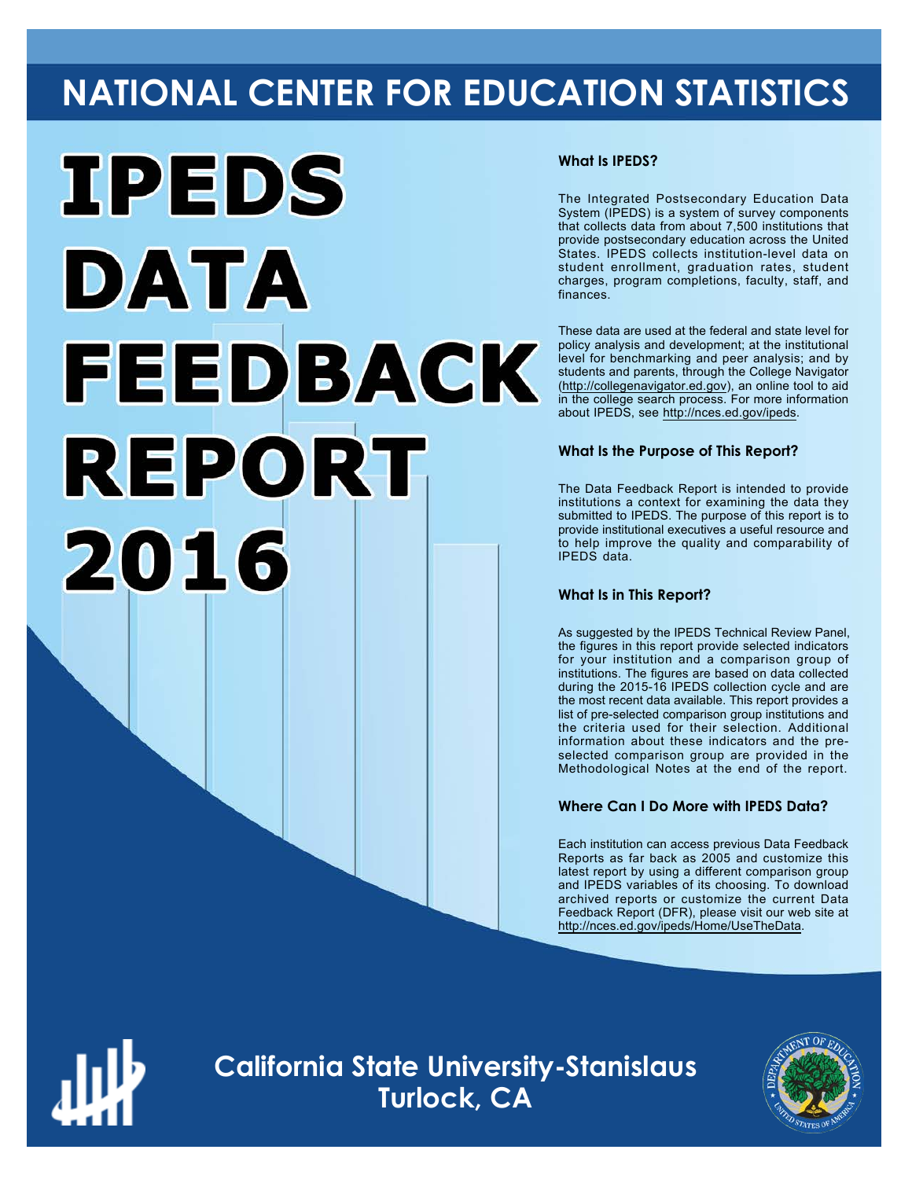# NATIONAL CENTER FOR EDUCATION STATISTICS

# IPEDS DATA FEEDBACK REPORT 2016

### What Is IPEDS?

The Integrated Postsecondary Education Data System (IPEDS) is a system of survey components that collects data from about 7,500 institutions that provide postsecondary education across the United States. IPEDS collects institution-level data on student enrollment, graduation rates, student charges, program completions, faculty, staff, and finances.

These data are used at the federal and state level for policy analysis and development; at the institutional level for benchmarking and peer analysis; and by students and parents, through the College Navigator (http://collegenavigator.ed.gov), an online tool to aid in the college search process. For more information about IPEDS, see http://nces.ed.gov/ipeds.

### What Is the Purpose of This Report?

The Data Feedback Report is intended to provide institutions a context for examining the data they submitted to IPEDS. The purpose of this report is to provide institutional executives a useful resource and to help improve the quality and comparability of IPEDS data.

### What Is in This Report?

As suggested by the IPEDS Technical Review Panel, the figures in this report provide selected indicators for your institution and a comparison group of institutions. The figures are based on data collected during the 2015-16 IPEDS collection cycle and are the most recent data available. This report provides a list of pre-selected comparison group institutions and the criteria used for their selection. Additional information about these indicators and the pre-selected comparison group are provided in the Methodological Notes at the end of the report.

### Where Can I Do More with IPEDS Data?

Each institution can access previous Data Feedback Reports as far back as 2005 and customize this latest report by using a different comparison group and IPEDS variables of its choosing. To download archived reports or customize the current Data Feedback Report (DFR), please visit our web site at http://nces.ed.gov/ipeds/Home/UseTheData.

## California State University-Stanislaus
## Turlock, CA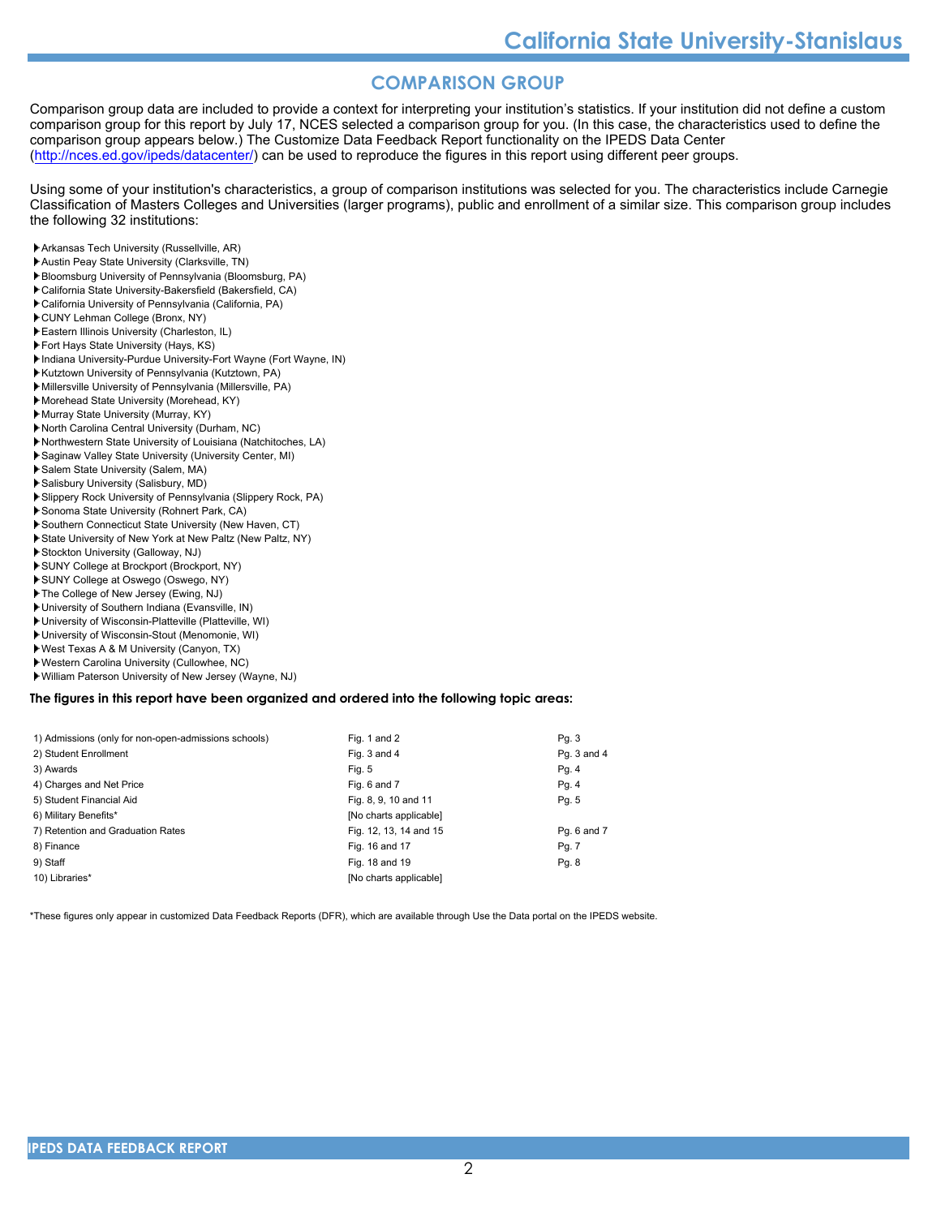## COMPARISON GROUP

Comparison group data are included to provide a context for interpreting your institution's statistics. If your institution did not define a custom comparison group for this report by July 17, NCES selected a comparison group for you. (In this case, the characteristics used to define the comparison group appears below.) The Customize Data Feedback Report functionality on the IPEDS Data Center (http://nces.ed.gov/ipeds/datacenter/) can be used to reproduce the figures in this report using different peer groups.

Using some of your institution's characteristics, a group of comparison institutions was selected for you. The characteristics include Carnegie Classification of Masters Colleges and Universities (larger programs), public and enrollment of a similar size. This comparison group includes the following 32 institutions:

- Arkansas Tech University (Russellville, AR)
- Austin Peay State University (Clarksville, TN)
- Bloomsburg University of Pennsylvania (Bloomsburg, PA)
- California State University-Bakersfield (Bakersfield, CA)
- California University of Pennsylvania (California, PA)
- CUNY Lehman College (Bronx, NY)
- Eastern Illinois University (Charleston, IL)
- Fort Hays State University (Hays, KS)
- Indiana University-Purdue University-Fort Wayne (Fort Wayne, IN)
- Kutztown University of Pennsylvania (Kutztown, PA)
- Millersville University of Pennsylvania (Millersville, PA)
- Morehead State University (Morehead, KY)
- Murray State University (Murray, KY)
- North Carolina Central University (Durham, NC)
- Northwestern State University of Louisiana (Natchitoches, LA)
- Saginaw Valley State University (University Center, MI)
- Salem State University (Salem, MA)
- Salisbury University (Salisbury, MD)
- Slippery Rock University of Pennsylvania (Slippery Rock, PA)
- Sonoma State University (Rohnert Park, CA)
- Southern Connecticut State University (New Haven, CT)
- State University of New York at New Paltz (New Paltz, NY)
- Stockton University (Galloway, NJ)
- SUNY College at Brockport (Brockport, NY)
- SUNY College at Oswego (Oswego, NY)
- The College of New Jersey (Ewing, NJ)
- University of Southern Indiana (Evansville, IN)
- University of Wisconsin-Platteville (Platteville, WI)
- University of Wisconsin-Stout (Menomonie, WI)
- West Texas A & M University (Canyon, TX)
- Western Carolina University (Cullowhee, NC)
- William Paterson University of New Jersey (Wayne, NJ)

**The figures in this report have been organized and ordered into the following topic areas:**

| Topic | Figures | Pages |
|---|---|---|
| 1) Admissions (only for non-open-admissions schools) | Fig. 1 and 2 | Pg. 3 |
| 2) Student Enrollment | Fig. 3 and 4 | Pg. 3 and 4 |
| 3) Awards | Fig. 5 | Pg. 4 |
| 4) Charges and Net Price | Fig. 6 and 7 | Pg. 4 |
| 5) Student Financial Aid | Fig. 8, 9, 10 and 11 | Pg. 5 |
| 6) Military Benefits* | [No charts applicable] | |
| 7) Retention and Graduation Rates | Fig. 12, 13, 14 and 15 | Pg. 6 and 7 |
| 8) Finance | Fig. 16 and 17 | Pg. 7 |
| 9) Staff | Fig. 18 and 19 | Pg. 8 |
| 10) Libraries* | [No charts applicable] | |

*These figures only appear in customized Data Feedback Reports (DFR), which are available through Use the Data portal on the IPEDS website.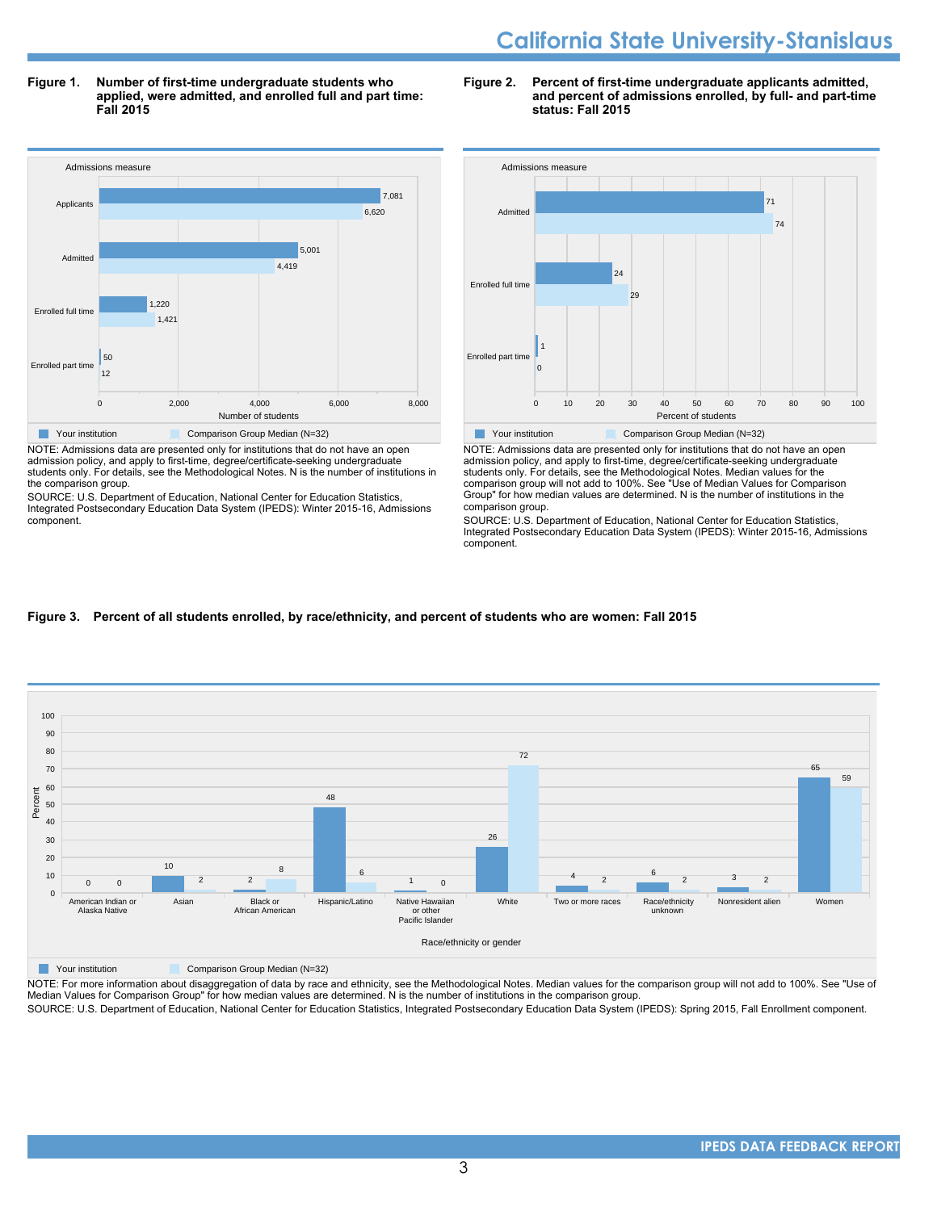# California State University-Stanislaus

**Figure 1. Number of first-time undergraduate students who applied, were admitted, and enrolled full and part time: Fall 2015**

| Admissions measure | Your institution | Comparison Group Median (N=32) |
|---|---|---|
| Applicants | 7,081 | 6,620 |
| Admitted | 5,001 | 4,419 |
| Enrolled full time | 1,220 | 1,421 |
| Enrolled part time | 50 | 12 |

NOTE: Admissions data are presented only for institutions that do not have an open admission policy, and apply to first-time, degree/certificate-seeking undergraduate students only. For details, see the Methodological Notes. N is the number of institutions in the comparison group.

SOURCE: U.S. Department of Education, National Center for Education Statistics, Integrated Postsecondary Education Data System (IPEDS): Winter 2015-16, Admissions component.

**Figure 2. Percent of first-time undergraduate applicants admitted, and percent of admissions enrolled, by full- and part-time status: Fall 2015**

| Admissions measure | Your institution | Comparison Group Median (N=32) |
|---|---|---|
| Admitted | 71 | 74 |
| Enrolled full time | 24 | 29 |
| Enrolled part time | 1 | 0 |

NOTE: Admissions data are presented only for institutions that do not have an open admission policy, and apply to first-time, degree/certificate-seeking undergraduate students only. For details, see the Methodological Notes. Median values for the comparison group will not add to 100%. See "Use of Median Values for Comparison Group" for how median values are determined. N is the number of institutions in the comparison group.

SOURCE: U.S. Department of Education, National Center for Education Statistics, Integrated Postsecondary Education Data System (IPEDS): Winter 2015-16, Admissions component.

**Figure 3. Percent of all students enrolled, by race/ethnicity, and percent of students who are women: Fall 2015**

| Race/ethnicity or gender | Your institution | Comparison Group Median (N=32) |
|---|---|---|
| American Indian or Alaska Native | 0 | 0 |
| Asian | 10 | 2 |
| Black or African American | 2 | 8 |
| Hispanic/Latino | 48 | 6 |
| Native Hawaiian or other Pacific Islander | 1 | 0 |
| White | 26 | 72 |
| Two or more races | 4 | 2 |
| Race/ethnicity unknown | 6 | 2 |
| Nonresident alien | 3 | 2 |
| Women | 65 | 59 |

NOTE: For more information about disaggregation of data by race and ethnicity, see the Methodological Notes. Median values for the comparison group will not add to 100%. See "Use of Median Values for Comparison Group" for how median values are determined. N is the number of institutions in the comparison group.

SOURCE: U.S. Department of Education, National Center for Education Statistics, Integrated Postsecondary Education Data System (IPEDS): Spring 2015, Fall Enrollment component.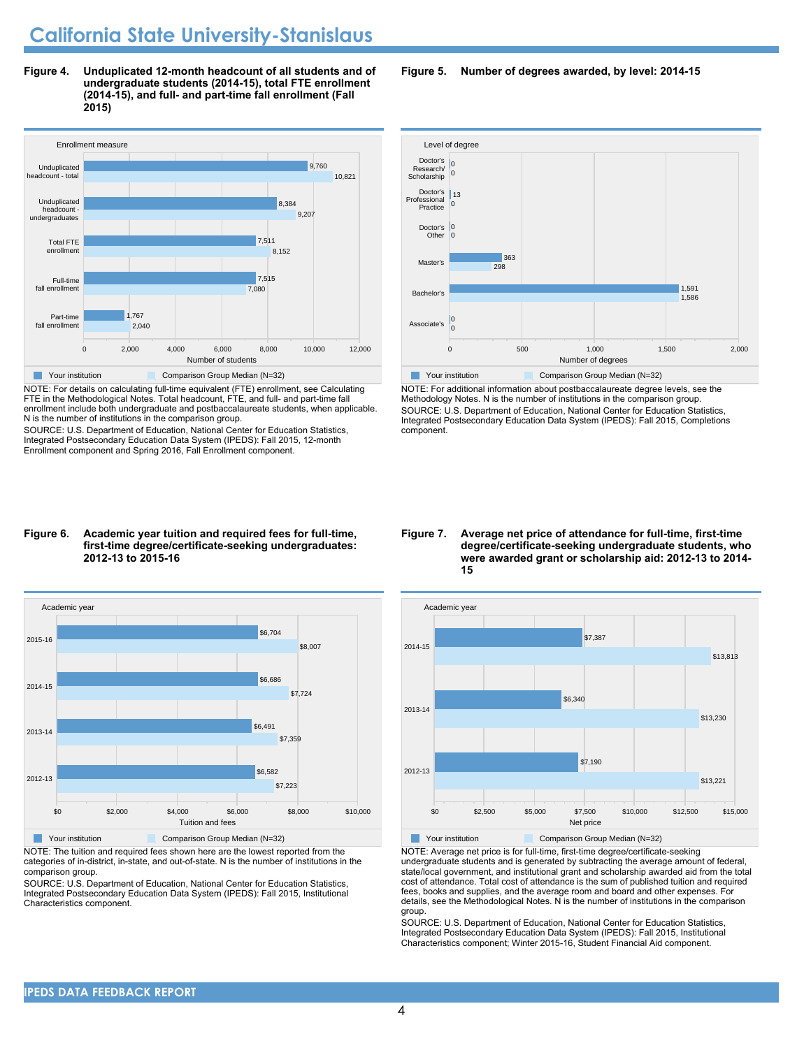# California State University-Stanislaus

**Figure 4. Unduplicated 12-month headcount of all students and of undergraduate students (2014-15), total FTE enrollment (2014-15), and full- and part-time fall enrollment (Fall 2015)**

| Enrollment measure | Your institution | Comparison Group Median (N=32) |
|---|---|---|
| Unduplicated headcount - total | 9,760 | 10,821 |
| Unduplicated headcount - undergraduates | 8,384 | 9,207 |
| Total FTE enrollment | 7,511 | 8,152 |
| Full-time fall enrollment | 7,515 | 7,080 |
| Part-time fall enrollment | 1,767 | 2,040 |

NOTE: For details on calculating full-time equivalent (FTE) enrollment, see Calculating FTE in the Methodological Notes. Total headcount, FTE, and full- and part-time fall enrollment include both undergraduate and postbaccalaureate students, when applicable. N is the number of institutions in the comparison group.

SOURCE: U.S. Department of Education, National Center for Education Statistics, Integrated Postsecondary Education Data System (IPEDS): Fall 2015, 12-month Enrollment component and Spring 2016, Fall Enrollment component.

**Figure 5. Number of degrees awarded, by level: 2014-15**

| Level of degree | Your institution | Comparison Group Median (N=32) |
|---|---|---|
| Doctor's Research/ Scholarship | 0 | 0 |
| Doctor's Professional Practice | 13 | 0 |
| Doctor's Other | 0 | 0 |
| Master's | 363 | 298 |
| Bachelor's | 1,591 | 1,586 |
| Associate's | 0 | 0 |

NOTE: For additional information about postbaccalaureate degree levels, see the Methodology Notes. N is the number of institutions in the comparison group.

SOURCE: U.S. Department of Education, National Center for Education Statistics, Integrated Postsecondary Education Data System (IPEDS): Fall 2015, Completions component.

**Figure 6. Academic year tuition and required fees for full-time, first-time degree/certificate-seeking undergraduates: 2012-13 to 2015-16**

| Academic year | Your institution | Comparison Group Median (N=32) |
|---|---|---|
| 2015-16 | $6,704 | $8,007 |
| 2014-15 | $6,686 | $7,724 |
| 2013-14 | $6,491 | $7,359 |
| 2012-13 | $6,582 | $7,223 |

NOTE: The tuition and required fees shown here are the lowest reported from the categories of in-district, in-state, and out-of-state. N is the number of institutions in the comparison group.

SOURCE: U.S. Department of Education, National Center for Education Statistics, Integrated Postsecondary Education Data System (IPEDS): Fall 2015, Institutional Characteristics component.

**Figure 7. Average net price of attendance for full-time, first-time degree/certificate-seeking undergraduate students, who were awarded grant or scholarship aid: 2012-13 to 2014-15**

| Academic year | Your institution | Comparison Group Median (N=32) |
|---|---|---|
| 2014-15 | $7,387 | $13,813 |
| 2013-14 | $6,340 | $13,230 |
| 2012-13 | $7,190 | $13,221 |

NOTE: Average net price is for full-time, first-time degree/certificate-seeking undergraduate students and is generated by subtracting the average amount of federal, state/local government, and institutional grant and scholarship awarded aid from the total cost of attendance. Total cost of attendance is the sum of published tuition and required fees, books and supplies, and the average room and board and other expenses. For details, see the Methodological Notes. N is the number of institutions in the comparison group.

SOURCE: U.S. Department of Education, National Center for Education Statistics, Integrated Postsecondary Education Data System (IPEDS): Fall 2015, Institutional Characteristics component; Winter 2015-16, Student Financial Aid component.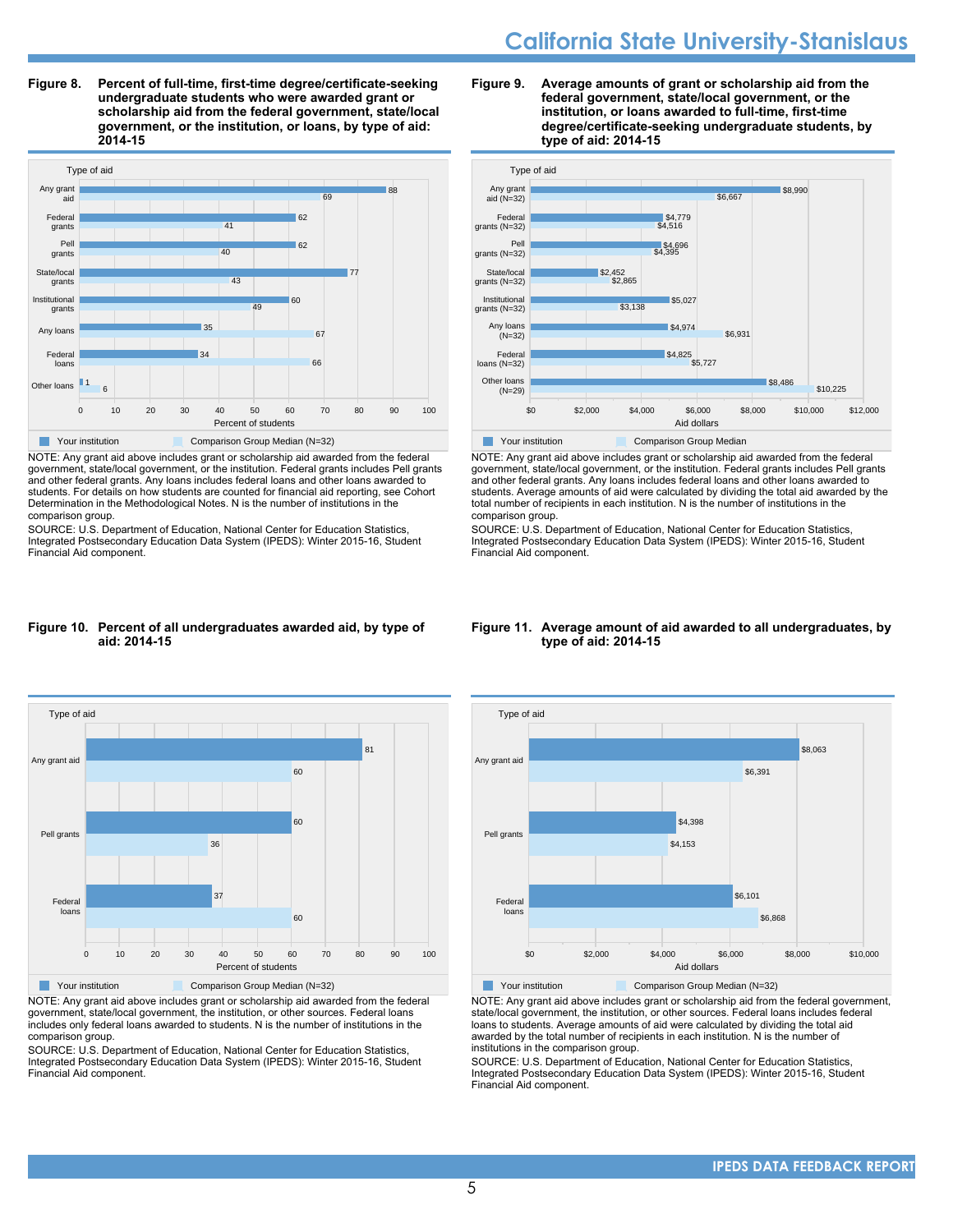## Figure 8. Percent of full-time, first-time degree/certificate-seeking undergraduate students who were awarded grant or scholarship aid from the federal government, state/local government, or the institution, or loans, by type of aid: 2014-15

| Type of aid | Your institution | Comparison Group Median (N=32) |
|---|---|---|
| Any grant aid | 88 | 69 |
| Federal grants | 62 | 41 |
| Pell grants | 62 | 40 |
| State/local grants | 77 | 43 |
| Institutional grants | 60 | 49 |
| Any loans | 35 | 67 |
| Federal loans | 34 | 66 |
| Other loans | 1 | 6 |

Percent of students

NOTE: Any grant aid above includes grant or scholarship aid awarded from the federal government, state/local government, or the institution. Federal grants includes Pell grants and other federal grants. Any loans includes federal loans and other loans awarded to students. For details on how students are counted for financial aid reporting, see Cohort Determination in the Methodological Notes. N is the number of institutions in the comparison group.

SOURCE: U.S. Department of Education, National Center for Education Statistics, Integrated Postsecondary Education Data System (IPEDS): Winter 2015-16, Student Financial Aid component.

## Figure 9. Average amounts of grant or scholarship aid from the federal government, state/local government, or the institution, or loans awarded to full-time, first-time degree/certificate-seeking undergraduate students, by type of aid: 2014-15

| Type of aid | Your institution | Comparison Group Median |
|---|---|---|
| Any grant aid (N=32) | $8,990 | $6,667 |
| Federal grants (N=32) | $4,779 | $4,516 |
| Pell grants (N=32) | $4,696 | $4,395 |
| State/local grants (N=32) | $2,452 | $2,865 |
| Institutional grants (N=32) | $5,027 | $3,138 |
| Any loans (N=32) | $4,974 | $6,931 |
| Federal loans (N=32) | $4,825 | $5,727 |
| Other loans (N=29) | $8,486 | $10,225 |

Aid dollars

NOTE: Any grant aid above includes grant or scholarship aid awarded from the federal government, state/local government, or the institution. Federal grants includes Pell grants and other federal grants. Any loans includes federal loans and other loans awarded to students. Average amounts of aid were calculated by dividing the total aid awarded by the total number of recipients in each institution. N is the number of institutions in the comparison group.

SOURCE: U.S. Department of Education, National Center for Education Statistics, Integrated Postsecondary Education Data System (IPEDS): Winter 2015-16, Student Financial Aid component.

## Figure 10. Percent of all undergraduates awarded aid, by type of aid: 2014-15

| Type of aid | Your institution | Comparison Group Median (N=32) |
|---|---|---|
| Any grant aid | 81 | 60 |
| Pell grants | 60 | 36 |
| Federal loans | 37 | 60 |

Percent of students

NOTE: Any grant aid above includes grant or scholarship aid awarded from the federal government, state/local government, the institution, or other sources. Federal loans includes only federal loans awarded to students. N is the number of institutions in the comparison group.

SOURCE: U.S. Department of Education, National Center for Education Statistics, Integrated Postsecondary Education Data System (IPEDS): Winter 2015-16, Student Financial Aid component.

## Figure 11. Average amount of aid awarded to all undergraduates, by type of aid: 2014-15

| Type of aid | Your institution | Comparison Group Median (N=32) |
|---|---|---|
| Any grant aid | $8,063 | $6,391 |
| Pell grants | $4,398 | $4,153 |
| Federal loans | $6,101 | $6,868 |

Aid dollars

NOTE: Any grant aid above includes grant or scholarship aid from the federal government, state/local government, the institution, or other sources. Federal loans includes federal loans to students. Average amounts of aid were calculated by dividing the total aid awarded by the total number of recipients in each institution. N is the number of institutions in the comparison group.

SOURCE: U.S. Department of Education, National Center for Education Statistics, Integrated Postsecondary Education Data System (IPEDS): Winter 2015-16, Student Financial Aid component.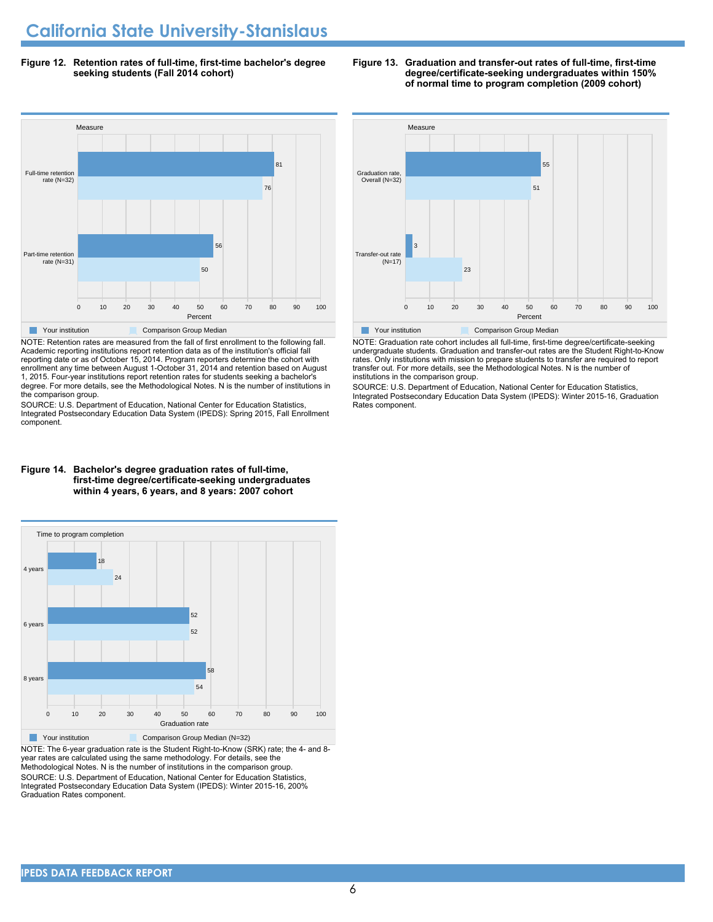# California State University-Stanislaus

**Figure 12. Retention rates of full-time, first-time bachelor's degree seeking students (Fall 2014 cohort)**

| Measure | Your institution | Comparison Group Median |
|---|---|---|
| Full-time retention rate (N=32) | 81 | 76 |
| Part-time retention rate (N=31) | 56 | 50 |

NOTE: Retention rates are measured from the fall of first enrollment to the following fall. Academic reporting institutions report retention data as of the institution's official fall reporting date or as of October 15, 2014. Program reporters determine the cohort with enrollment any time between August 1-October 31, 2014 and retention based on August 1, 2015. Four-year institutions report retention rates for students seeking a bachelor's degree. For more details, see the Methodological Notes. N is the number of institutions in the comparison group.

SOURCE: U.S. Department of Education, National Center for Education Statistics, Integrated Postsecondary Education Data System (IPEDS): Spring 2015, Fall Enrollment component.

**Figure 13. Graduation and transfer-out rates of full-time, first-time degree/certificate-seeking undergraduates within 150% of normal time to program completion (2009 cohort)**

| Measure | Your institution | Comparison Group Median |
|---|---|---|
| Graduation rate, Overall (N=32) | 55 | 51 |
| Transfer-out rate (N=17) | 3 | 23 |

NOTE: Graduation rate cohort includes all full-time, first-time degree/certificate-seeking undergraduate students. Graduation and transfer-out rates are the Student Right-to-Know rates. Only institutions with mission to prepare students to transfer are required to report transfer out. For more details, see the Methodological Notes. N is the number of institutions in the comparison group.

SOURCE: U.S. Department of Education, National Center for Education Statistics, Integrated Postsecondary Education Data System (IPEDS): Winter 2015-16, Graduation Rates component.

**Figure 14. Bachelor's degree graduation rates of full-time, first-time degree/certificate-seeking undergraduates within 4 years, 6 years, and 8 years: 2007 cohort**

| Time to program completion | Your institution | Comparison Group Median (N=32) |
|---|---|---|
| 4 years | 18 | 24 |
| 6 years | 52 | 52 |
| 8 years | 58 | 54 |

NOTE: The 6-year graduation rate is the Student Right-to-Know (SRK) rate; the 4- and 8-year rates are calculated using the same methodology. For details, see the Methodological Notes. N is the number of institutions in the comparison group.

SOURCE: U.S. Department of Education, National Center for Education Statistics, Integrated Postsecondary Education Data System (IPEDS): Winter 2015-16, 200% Graduation Rates component.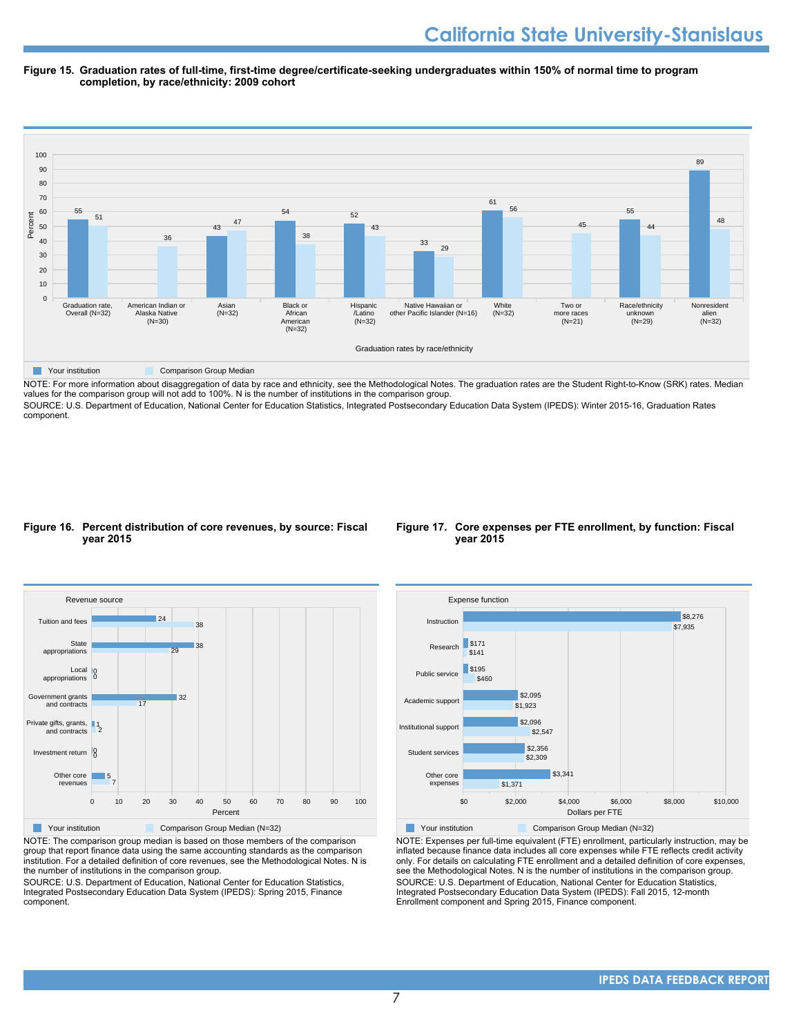# California State University-Stanislaus

**Figure 15. Graduation rates of full-time, first-time degree/certificate-seeking undergraduates within 150% of normal time to program completion, by race/ethnicity: 2009 cohort**

| Graduation rates by race/ethnicity | Your institution | Comparison Group Median |
|---|---|---|
| Graduation rate, Overall (N=32) | 55 | 51 |
| American Indian or Alaska Native (N=30) | | 36 |
| Asian (N=32) | 43 | 47 |
| Black or African American (N=32) | 54 | 38 |
| Hispanic /Latino (N=32) | 52 | 43 |
| Native Hawaiian or other Pacific Islander (N=16) | 33 | 29 |
| White (N=32) | 61 | 56 |
| Two or more races (N=21) | | 45 |
| Race/ethnicity unknown (N=29) | 55 | 44 |
| Nonresident alien (N=32) | 89 | 48 |

NOTE: For more information about disaggregation of data by race and ethnicity, see the Methodological Notes. The graduation rates are the Student Right-to-Know (SRK) rates. Median values for the comparison group will not add to 100%. N is the number of institutions in the comparison group.

SOURCE: U.S. Department of Education, National Center for Education Statistics, Integrated Postsecondary Education Data System (IPEDS): Winter 2015-16, Graduation Rates component.

**Figure 16. Percent distribution of core revenues, by source: Fiscal year 2015**

| Revenue source | Your institution (Percent) | Comparison Group Median (N=32) (Percent) |
|---|---|---|
| Tuition and fees | 24 | 38 |
| State appropriations | 38 | 29 |
| Local appropriations | 0 | 0 |
| Government grants and contracts | 32 | 17 |
| Private gifts, grants, and contracts | 1 | 2 |
| Investment return | 0 | 0 |
| Other core revenues | 5 | 7 |

NOTE: The comparison group median is based on those members of the comparison group that report finance data using the same accounting standards as the comparison institution. For a detailed definition of core revenues, see the Methodological Notes. N is the number of institutions in the comparison group.

SOURCE: U.S. Department of Education, National Center for Education Statistics, Integrated Postsecondary Education Data System (IPEDS): Spring 2015, Finance component.

**Figure 17. Core expenses per FTE enrollment, by function: Fiscal year 2015**

| Expense function | Your institution (Dollars per FTE) | Comparison Group Median (N=32) (Dollars per FTE) |
|---|---|---|
| Instruction | $8,276 | $7,935 |
| Research | $171 | $141 |
| Public service | $195 | $460 |
| Academic support | $2,095 | $1,923 |
| Institutional support | $2,096 | $2,547 |
| Student services | $2,356 | $2,309 |
| Other core expenses | $3,341 | $1,371 |

NOTE: Expenses per full-time equivalent (FTE) enrollment, particularly instruction, may be inflated because finance data includes all core expenses while FTE reflects credit activity only. For details on calculating FTE enrollment and a detailed definition of core expenses, see the Methodological Notes. N is the number of institutions in the comparison group.

SOURCE: U.S. Department of Education, National Center for Education Statistics, Integrated Postsecondary Education Data System (IPEDS): Fall 2015, 12-month Enrollment component and Spring 2015, Finance component.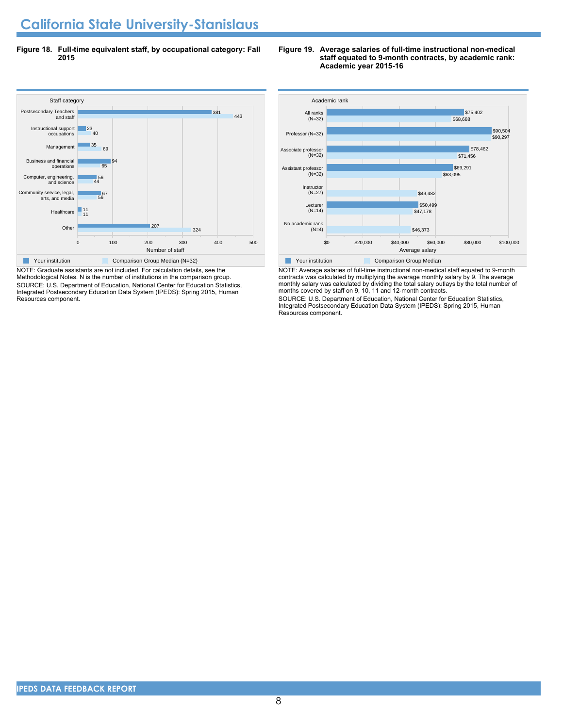# California State University-Stanislaus

**Figure 18. Full-time equivalent staff, by occupational category: Fall 2015**

| Staff category | Your institution | Comparison Group Median (N=32) |
|---|---|---|
| Postsecondary Teachers and staff | 381 | 443 |
| Instructional support occupations | 23 | 40 |
| Management | 35 | 69 |
| Business and financial operations | 94 | 65 |
| Computer, engineering, and science | 56 | 44 |
| Community service, legal, arts, and media | 67 | 56 |
| Healthcare | 11 | 11 |
| Other | 207 | 324 |

NOTE: Graduate assistants are not included. For calculation details, see the Methodological Notes. N is the number of institutions in the comparison group.
SOURCE: U.S. Department of Education, National Center for Education Statistics, Integrated Postsecondary Education Data System (IPEDS): Spring 2015, Human Resources component.

**Figure 19. Average salaries of full-time instructional non-medical staff equated to 9-month contracts, by academic rank: Academic year 2015-16**

| Academic rank | Your institution | Comparison Group Median |
|---|---|---|
| All ranks (N=32) | $75,402 | $68,688 |
| Professor (N=32) | $90,504 | $90,297 |
| Associate professor (N=32) | $78,462 | $71,456 |
| Assistant professor (N=32) | $69,291 | $63,095 |
| Instructor (N=27) | | $49,482 |
| Lecturer (N=14) | $50,499 | $47,178 |
| No academic rank (N=4) | | $46,373 |

NOTE: Average salaries of full-time instructional non-medical staff equated to 9-month contracts was calculated by multiplying the average monthly salary by 9. The average monthly salary was calculated by dividing the total salary outlays by the total number of months covered by staff on 9, 10, 11 and 12-month contracts.
SOURCE: U.S. Department of Education, National Center for Education Statistics, Integrated Postsecondary Education Data System (IPEDS): Spring 2015, Human Resources component.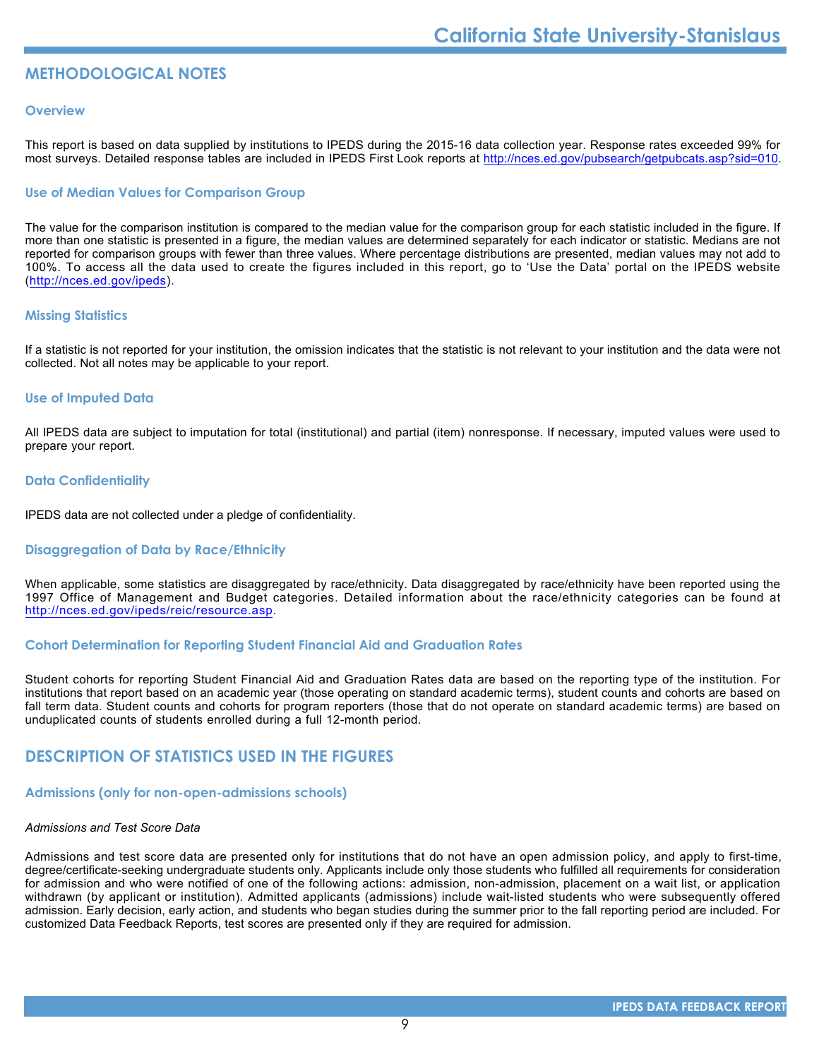# METHODOLOGICAL NOTES

## Overview

This report is based on data supplied by institutions to IPEDS during the 2015-16 data collection year. Response rates exceeded 99% for most surveys. Detailed response tables are included in IPEDS First Look reports at http://nces.ed.gov/pubsearch/getpubcats.asp?sid=010.

## Use of Median Values for Comparison Group

The value for the comparison institution is compared to the median value for the comparison group for each statistic included in the figure. If more than one statistic is presented in a figure, the median values are determined separately for each indicator or statistic. Medians are not reported for comparison groups with fewer than three values. Where percentage distributions are presented, median values may not add to 100%. To access all the data used to create the figures included in this report, go to 'Use the Data' portal on the IPEDS website (http://nces.ed.gov/ipeds).

## Missing Statistics

If a statistic is not reported for your institution, the omission indicates that the statistic is not relevant to your institution and the data were not collected. Not all notes may be applicable to your report.

## Use of Imputed Data

All IPEDS data are subject to imputation for total (institutional) and partial (item) nonresponse. If necessary, imputed values were used to prepare your report.

## Data Confidentiality

IPEDS data are not collected under a pledge of confidentiality.

## Disaggregation of Data by Race/Ethnicity

When applicable, some statistics are disaggregated by race/ethnicity. Data disaggregated by race/ethnicity have been reported using the 1997 Office of Management and Budget categories. Detailed information about the race/ethnicity categories can be found at http://nces.ed.gov/ipeds/reic/resource.asp.

## Cohort Determination for Reporting Student Financial Aid and Graduation Rates

Student cohorts for reporting Student Financial Aid and Graduation Rates data are based on the reporting type of the institution. For institutions that report based on an academic year (those operating on standard academic terms), student counts and cohorts are based on fall term data. Student counts and cohorts for program reporters (those that do not operate on standard academic terms) are based on unduplicated counts of students enrolled during a full 12-month period.

# DESCRIPTION OF STATISTICS USED IN THE FIGURES

## Admissions (only for non-open-admissions schools)

*Admissions and Test Score Data*

Admissions and test score data are presented only for institutions that do not have an open admission policy, and apply to first-time, degree/certificate-seeking undergraduate students only. Applicants include only those students who fulfilled all requirements for consideration for admission and who were notified of one of the following actions: admission, non-admission, placement on a wait list, or application withdrawn (by applicant or institution). Admitted applicants (admissions) include wait-listed students who were subsequently offered admission. Early decision, early action, and students who began studies during the summer prior to the fall reporting period are included. For customized Data Feedback Reports, test scores are presented only if they are required for admission.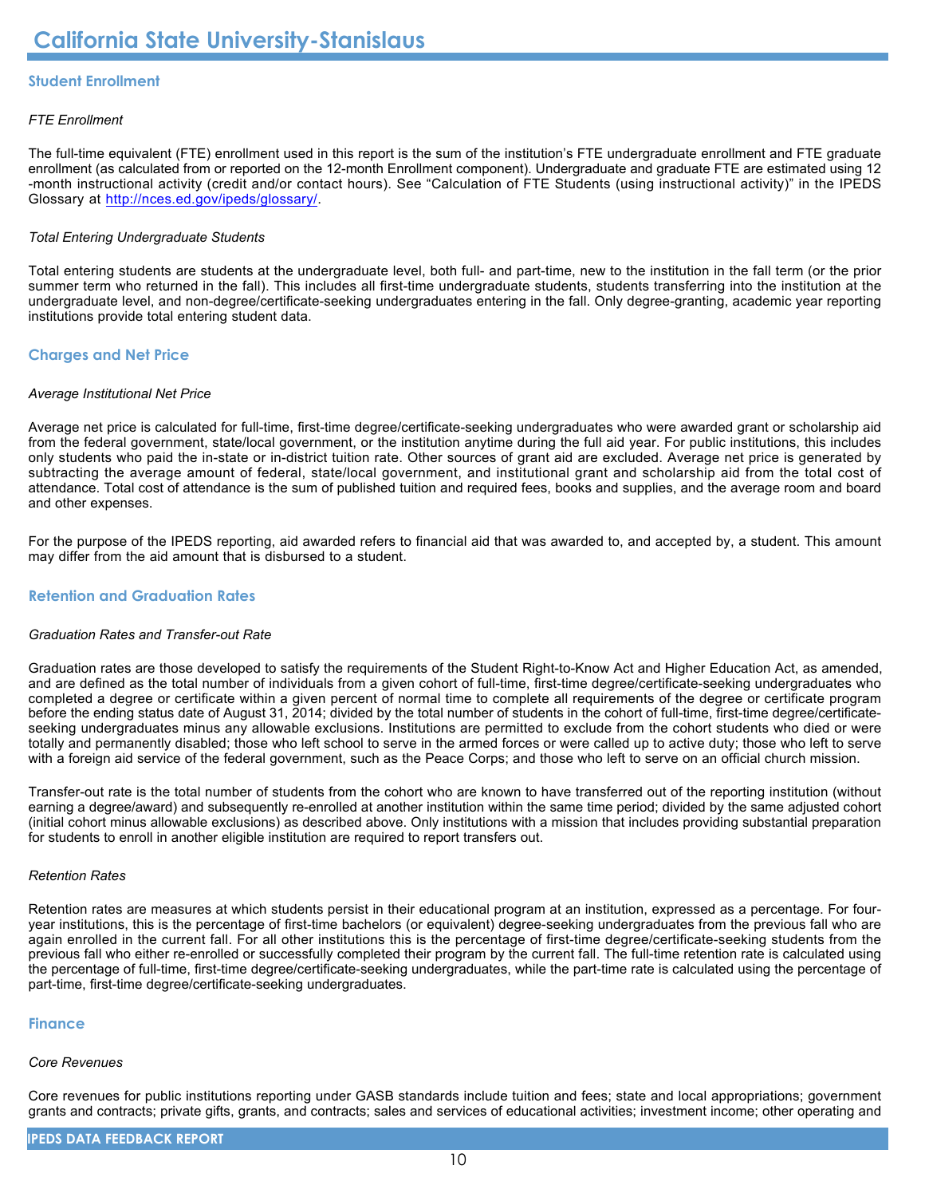# California State University-Stanislaus

## Student Enrollment

### *FTE Enrollment*

The full-time equivalent (FTE) enrollment used in this report is the sum of the institution's FTE undergraduate enrollment and FTE graduate enrollment (as calculated from or reported on the 12-month Enrollment component). Undergraduate and graduate FTE are estimated using 12 -month instructional activity (credit and/or contact hours). See "Calculation of FTE Students (using instructional activity)" in the IPEDS Glossary at http://nces.ed.gov/ipeds/glossary/.

### *Total Entering Undergraduate Students*

Total entering students are students at the undergraduate level, both full- and part-time, new to the institution in the fall term (or the prior summer term who returned in the fall). This includes all first-time undergraduate students, students transferring into the institution at the undergraduate level, and non-degree/certificate-seeking undergraduates entering in the fall. Only degree-granting, academic year reporting institutions provide total entering student data.

## Charges and Net Price

### *Average Institutional Net Price*

Average net price is calculated for full-time, first-time degree/certificate-seeking undergraduates who were awarded grant or scholarship aid from the federal government, state/local government, or the institution anytime during the full aid year. For public institutions, this includes only students who paid the in-state or in-district tuition rate. Other sources of grant aid are excluded. Average net price is generated by subtracting the average amount of federal, state/local government, and institutional grant and scholarship aid from the total cost of attendance. Total cost of attendance is the sum of published tuition and required fees, books and supplies, and the average room and board and other expenses.

For the purpose of the IPEDS reporting, aid awarded refers to financial aid that was awarded to, and accepted by, a student. This amount may differ from the aid amount that is disbursed to a student.

## Retention and Graduation Rates

### *Graduation Rates and Transfer-out Rate*

Graduation rates are those developed to satisfy the requirements of the Student Right-to-Know Act and Higher Education Act, as amended, and are defined as the total number of individuals from a given cohort of full-time, first-time degree/certificate-seeking undergraduates who completed a degree or certificate within a given percent of normal time to complete all requirements of the degree or certificate program before the ending status date of August 31, 2014; divided by the total number of students in the cohort of full-time, first-time degree/certificate-seeking undergraduates minus any allowable exclusions. Institutions are permitted to exclude from the cohort students who died or were totally and permanently disabled; those who left school to serve in the armed forces or were called up to active duty; those who left to serve with a foreign aid service of the federal government, such as the Peace Corps; and those who left to serve on an official church mission.

Transfer-out rate is the total number of students from the cohort who are known to have transferred out of the reporting institution (without earning a degree/award) and subsequently re-enrolled at another institution within the same time period; divided by the same adjusted cohort (initial cohort minus allowable exclusions) as described above. Only institutions with a mission that includes providing substantial preparation for students to enroll in another eligible institution are required to report transfers out.

### *Retention Rates*

Retention rates are measures at which students persist in their educational program at an institution, expressed as a percentage. For four-year institutions, this is the percentage of first-time bachelors (or equivalent) degree-seeking undergraduates from the previous fall who are again enrolled in the current fall. For all other institutions this is the percentage of first-time degree/certificate-seeking students from the previous fall who either re-enrolled or successfully completed their program by the current fall. The full-time retention rate is calculated using the percentage of full-time, first-time degree/certificate-seeking undergraduates, while the part-time rate is calculated using the percentage of part-time, first-time degree/certificate-seeking undergraduates.

## Finance

### *Core Revenues*

Core revenues for public institutions reporting under GASB standards include tuition and fees; state and local appropriations; government grants and contracts; private gifts, grants, and contracts; sales and services of educational activities; investment income; other operating and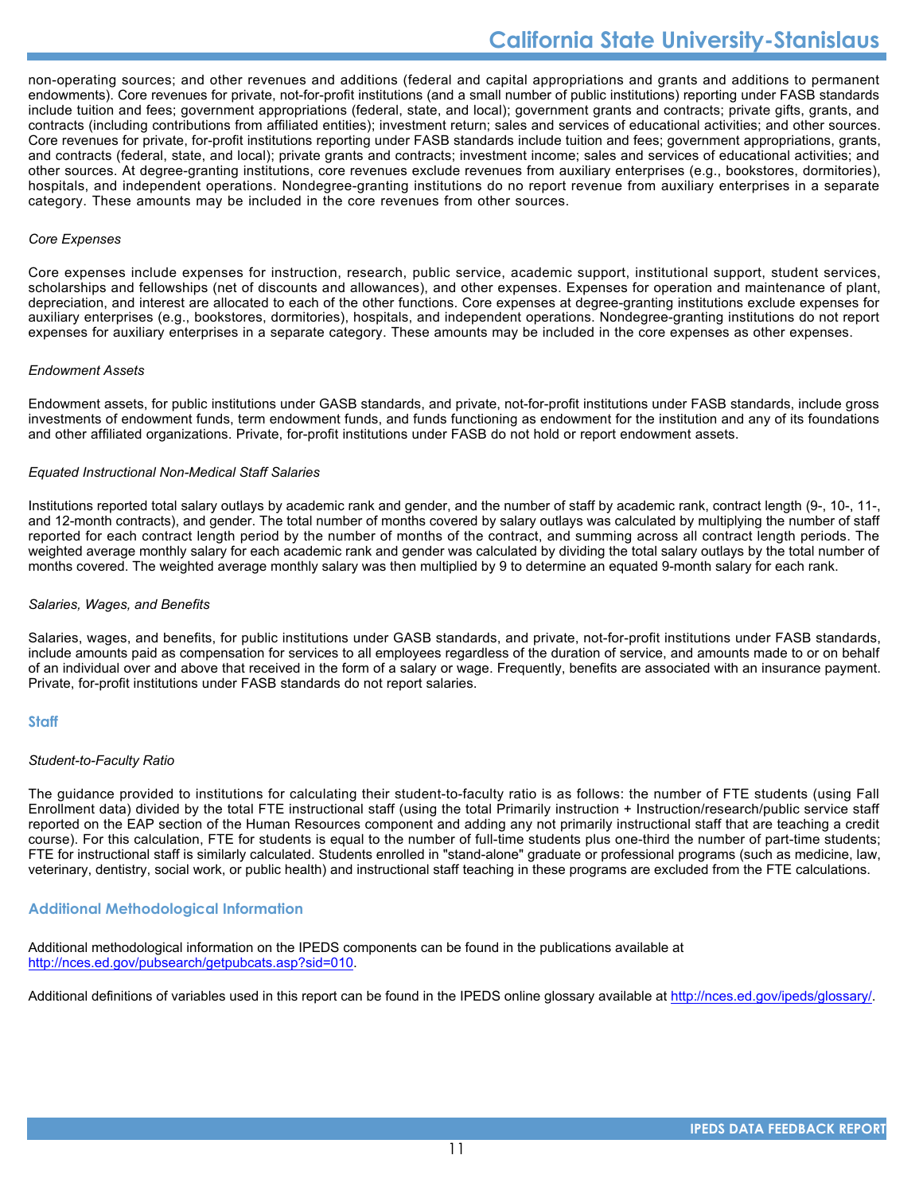non-operating sources; and other revenues and additions (federal and capital appropriations and grants and additions to permanent endowments). Core revenues for private, not-for-profit institutions (and a small number of public institutions) reporting under FASB standards include tuition and fees; government appropriations (federal, state, and local); government grants and contracts; private gifts, grants, and contracts (including contributions from affiliated entities); investment return; sales and services of educational activities; and other sources. Core revenues for private, for-profit institutions reporting under FASB standards include tuition and fees; government appropriations, grants, and contracts (federal, state, and local); private grants and contracts; investment income; sales and services of educational activities; and other sources. At degree-granting institutions, core revenues exclude revenues from auxiliary enterprises (e.g., bookstores, dormitories), hospitals, and independent operations. Nondegree-granting institutions do no report revenue from auxiliary enterprises in a separate category. These amounts may be included in the core revenues from other sources.

*Core Expenses*

Core expenses include expenses for instruction, research, public service, academic support, institutional support, student services, scholarships and fellowships (net of discounts and allowances), and other expenses. Expenses for operation and maintenance of plant, depreciation, and interest are allocated to each of the other functions. Core expenses at degree-granting institutions exclude expenses for auxiliary enterprises (e.g., bookstores, dormitories), hospitals, and independent operations. Nondegree-granting institutions do not report expenses for auxiliary enterprises in a separate category. These amounts may be included in the core expenses as other expenses.

*Endowment Assets*

Endowment assets, for public institutions under GASB standards, and private, not-for-profit institutions under FASB standards, include gross investments of endowment funds, term endowment funds, and funds functioning as endowment for the institution and any of its foundations and other affiliated organizations. Private, for-profit institutions under FASB do not hold or report endowment assets.

*Equated Instructional Non-Medical Staff Salaries*

Institutions reported total salary outlays by academic rank and gender, and the number of staff by academic rank, contract length (9-, 10-, 11-, and 12-month contracts), and gender. The total number of months covered by salary outlays was calculated by multiplying the number of staff reported for each contract length period by the number of months of the contract, and summing across all contract length periods. The weighted average monthly salary for each academic rank and gender was calculated by dividing the total salary outlays by the total number of months covered. The weighted average monthly salary was then multiplied by 9 to determine an equated 9-month salary for each rank.

*Salaries, Wages, and Benefits*

Salaries, wages, and benefits, for public institutions under GASB standards, and private, not-for-profit institutions under FASB standards, include amounts paid as compensation for services to all employees regardless of the duration of service, and amounts made to or on behalf of an individual over and above that received in the form of a salary or wage. Frequently, benefits are associated with an insurance payment. Private, for-profit institutions under FASB standards do not report salaries.

## Staff

*Student-to-Faculty Ratio*

The guidance provided to institutions for calculating their student-to-faculty ratio is as follows: the number of FTE students (using Fall Enrollment data) divided by the total FTE instructional staff (using the total Primarily instruction + Instruction/research/public service staff reported on the EAP section of the Human Resources component and adding any not primarily instructional staff that are teaching a credit course). For this calculation, FTE for students is equal to the number of full-time students plus one-third the number of part-time students; FTE for instructional staff is similarly calculated. Students enrolled in "stand-alone" graduate or professional programs (such as medicine, law, veterinary, dentistry, social work, or public health) and instructional staff teaching in these programs are excluded from the FTE calculations.

## Additional Methodological Information

Additional methodological information on the IPEDS components can be found in the publications available at http://nces.ed.gov/pubsearch/getpubcats.asp?sid=010.

Additional definitions of variables used in this report can be found in the IPEDS online glossary available at http://nces.ed.gov/ipeds/glossary/.